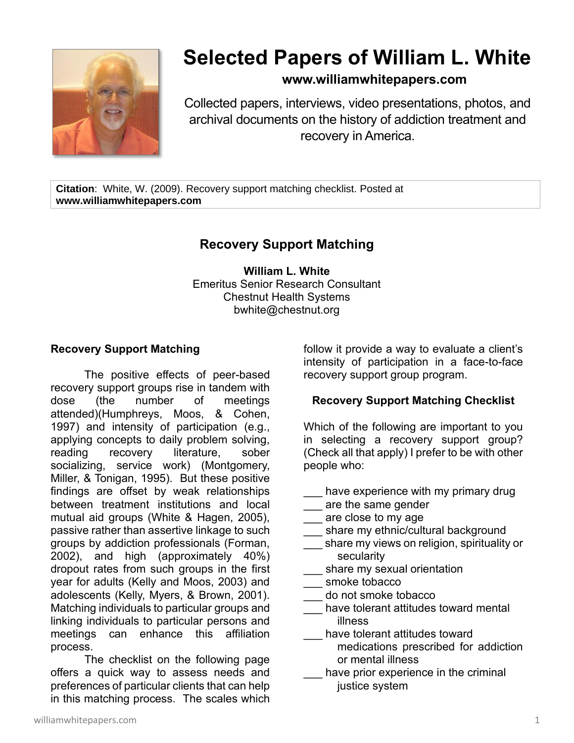# Selected Papers of William L. White

**www.williamwhitepapers.com**

Collected papers, interviews, video presentations, photos, and archival documents on the history of addiction treatment and recovery in America.

**Citation**: White, W. (2009). Recovery support matching checklist. Posted at **www.williamwhitepapers.com**

## Recovery Support Matching

**William L. White**
Emeritus Senior Research Consultant
Chestnut Health Systems
bwhite@chestnut.org

### Recovery Support Matching

The positive effects of peer-based recovery support groups rise in tandem with dose (the number of meetings attended)(Humphreys, Moos, & Cohen, 1997) and intensity of participation (e.g., applying concepts to daily problem solving, reading recovery literature, sober socializing, service work) (Montgomery, Miller, & Tonigan, 1995). But these positive findings are offset by weak relationships between treatment institutions and local mutual aid groups (White & Hagen, 2005), passive rather than assertive linkage to such groups by addiction professionals (Forman, 2002), and high (approximately 40%) dropout rates from such groups in the first year for adults (Kelly and Moos, 2003) and adolescents (Kelly, Myers, & Brown, 2001). Matching individuals to particular groups and linking individuals to particular persons and meetings can enhance this affiliation process.

The checklist on the following page offers a quick way to assess needs and preferences of particular clients that can help in this matching process. The scales which follow it provide a way to evaluate a client's intensity of participation in a face-to-face recovery support group program.

### Recovery Support Matching Checklist

Which of the following are important to you in selecting a recovery support group? (Check all that apply) I prefer to be with other people who:

___ have experience with my primary drug
___ are the same gender
___ are close to my age
___ share my ethnic/cultural background
___ share my views on religion, spirituality or secularity
___ share my sexual orientation
___ smoke tobacco
___ do not smoke tobacco
___ have tolerant attitudes toward mental illness
___ have tolerant attitudes toward medications prescribed for addiction or mental illness
___ have prior experience in the criminal justice system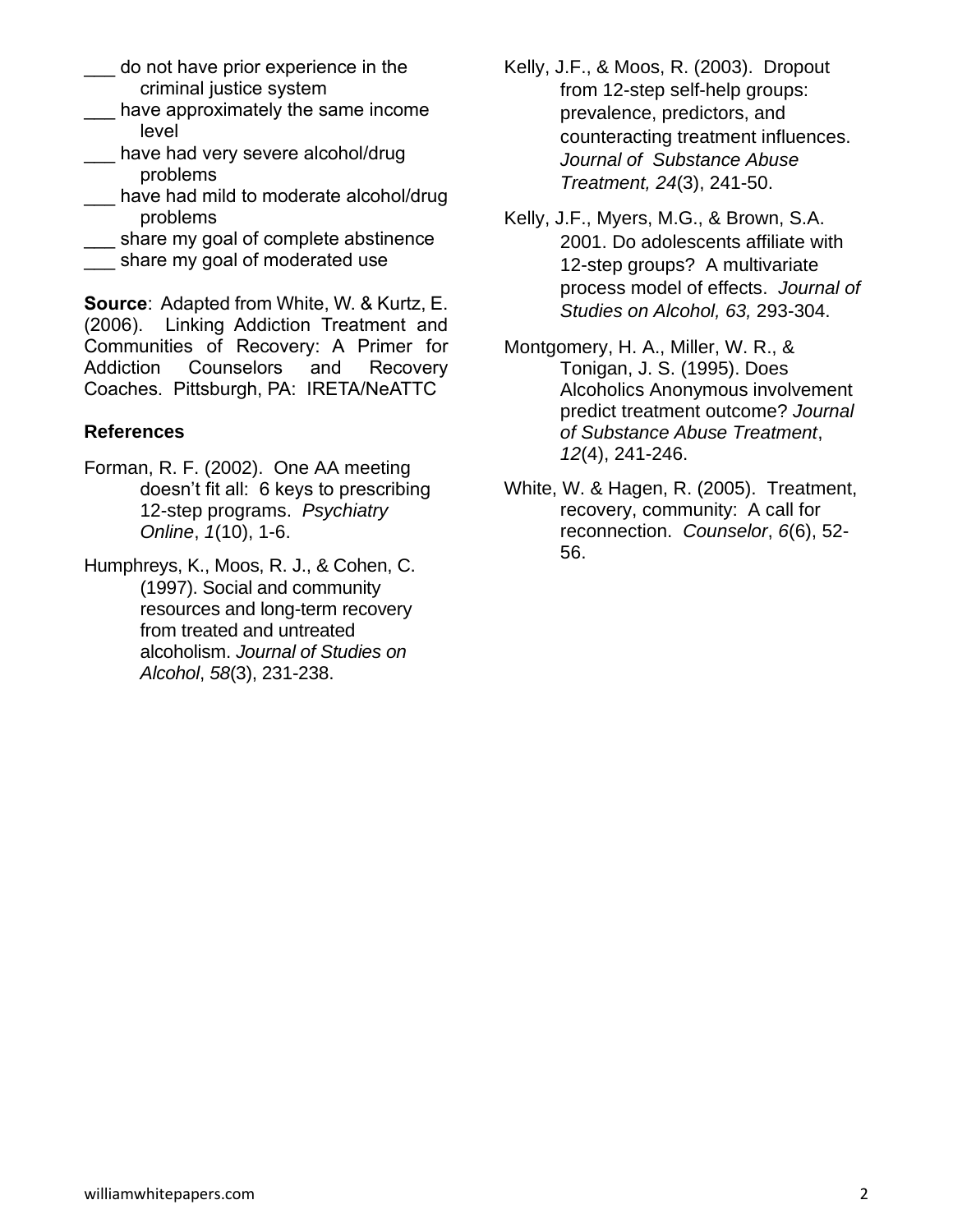___ do not have prior experience in the criminal justice system
___ have approximately the same income level
___ have had very severe alcohol/drug problems
___ have had mild to moderate alcohol/drug problems
___ share my goal of complete abstinence
___ share my goal of moderated use

**Source**: Adapted from White, W. & Kurtz, E. (2006). Linking Addiction Treatment and Communities of Recovery: A Primer for Addiction Counselors and Recovery Coaches. Pittsburgh, PA: IRETA/NeATTC

### References

Forman, R. F. (2002). One AA meeting doesn't fit all: 6 keys to prescribing 12-step programs. *Psychiatry Online*, *1*(10), 1-6.

Humphreys, K., Moos, R. J., & Cohen, C. (1997). Social and community resources and long-term recovery from treated and untreated alcoholism. *Journal of Studies on Alcohol*, *58*(3), 231-238.

Kelly, J.F., & Moos, R. (2003). Dropout from 12-step self-help groups: prevalence, predictors, and counteracting treatment influences. *Journal of Substance Abuse Treatment, 24*(3), 241-50.

Kelly, J.F., Myers, M.G., & Brown, S.A. 2001. Do adolescents affiliate with 12-step groups? A multivariate process model of effects. *Journal of Studies on Alcohol, 63,* 293-304.

Montgomery, H. A., Miller, W. R., & Tonigan, J. S. (1995). Does Alcoholics Anonymous involvement predict treatment outcome? *Journal of Substance Abuse Treatment*, *12*(4), 241-246.

White, W. & Hagen, R. (2005). Treatment, recovery, community: A call for reconnection. *Counselor*, *6*(6), 52-56.